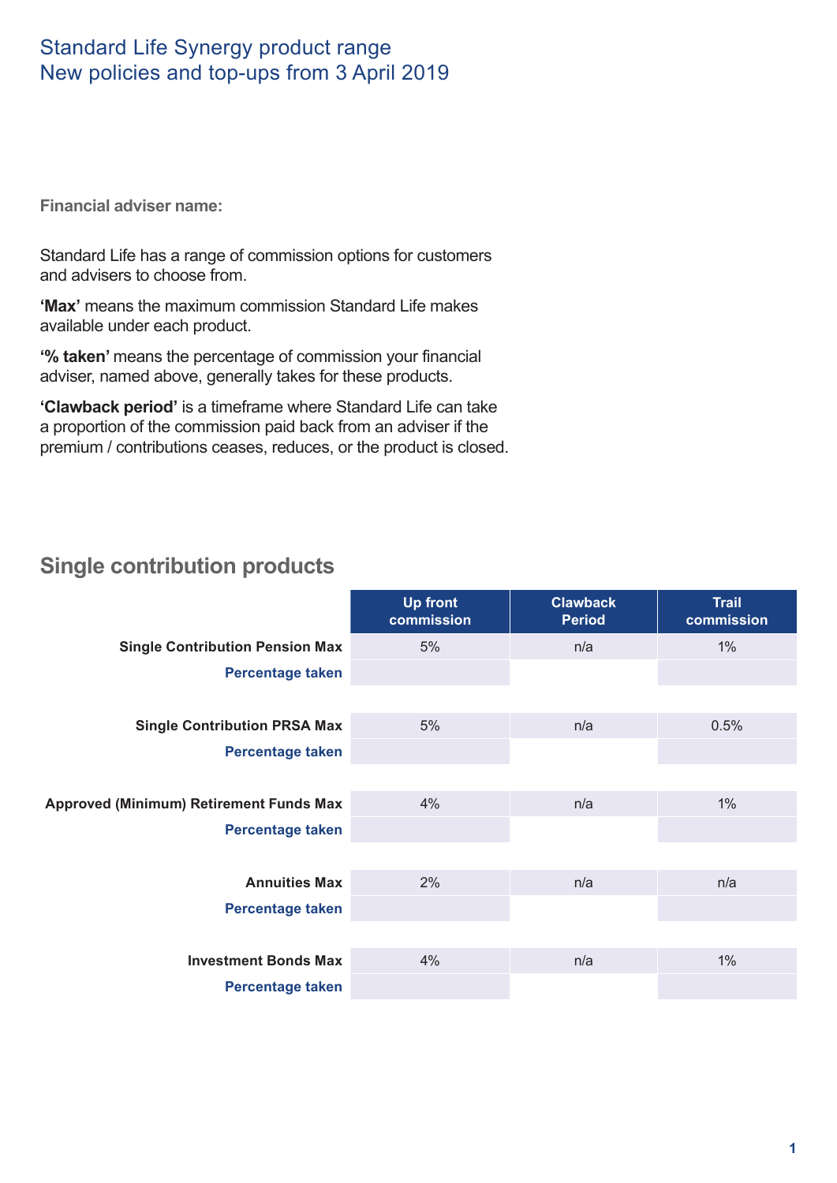# Standard Life Synergy product range
# New policies and top-ups from 3 April 2019

**Financial adviser name:**

Standard Life has a range of commission options for customers and advisers to choose from.

**'Max'** means the maximum commission Standard Life makes available under each product.

**'% taken'** means the percentage of commission your financial adviser, named above, generally takes for these products.

**'Clawback period'** is a timeframe where Standard Life can take a proportion of the commission paid back from an adviser if the premium / contributions ceases, reduces, or the product is closed.

## Single contribution products

| | Up front commission | Clawback Period | Trail commission |
|---|---|---|---|
| **Single Contribution Pension Max** | 5% | n/a | 1% |
| **Percentage taken** | | | |
| **Single Contribution PRSA Max** | 5% | n/a | 0.5% |
| **Percentage taken** | | | |
| **Approved (Minimum) Retirement Funds Max** | 4% | n/a | 1% |
| **Percentage taken** | | | |
| **Annuities Max** | 2% | n/a | n/a |
| **Percentage taken** | | | |
| **Investment Bonds Max** | 4% | n/a | 1% |
| **Percentage taken** | | | |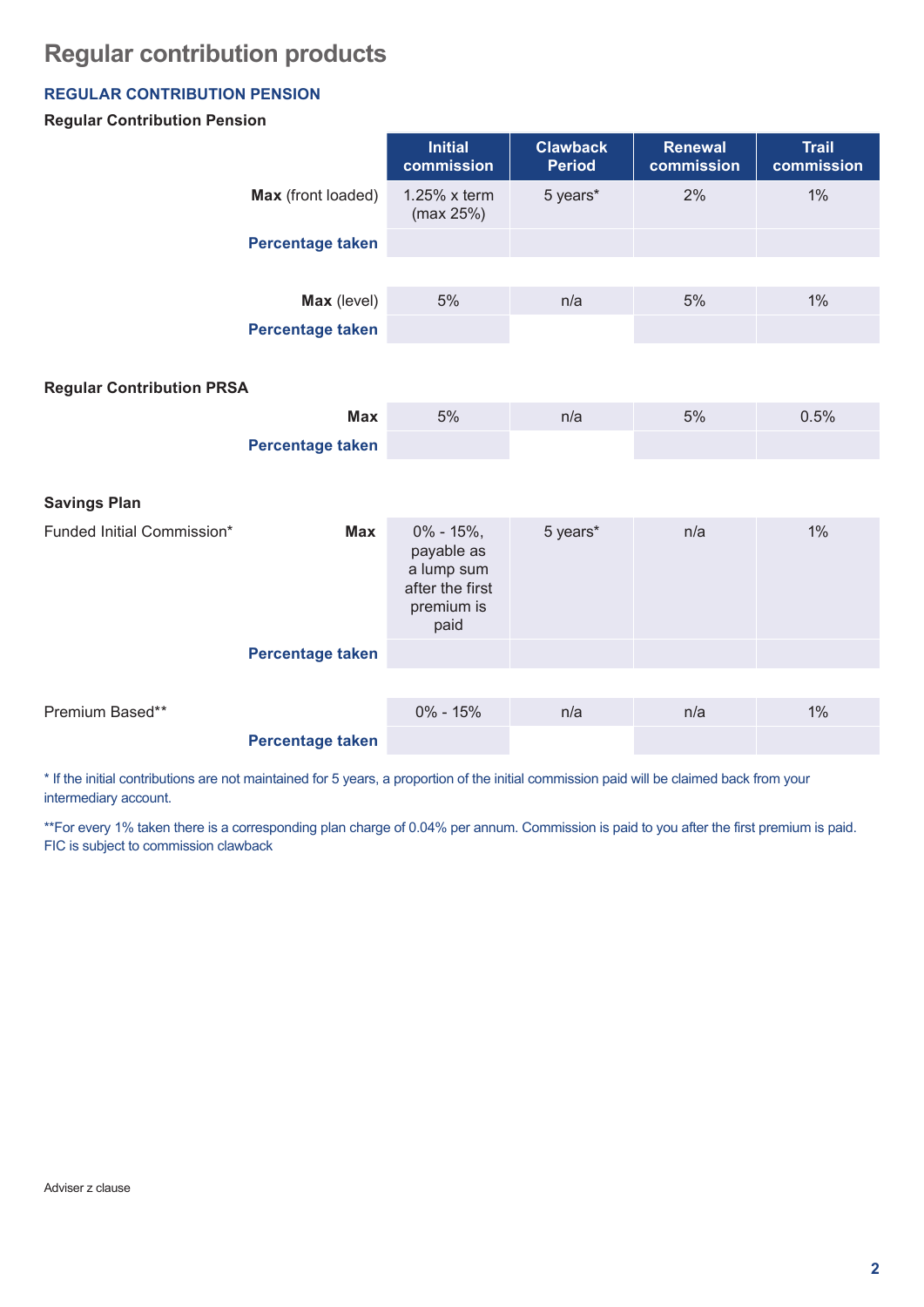# Regular contribution products

## REGULAR CONTRIBUTION PENSION

### Regular Contribution Pension

| | Initial commission | Clawback Period | Renewal commission | Trail commission |
|---|---|---|---|---|
| **Max** (front loaded) | 1.25% x term (max 25%) | 5 years* | 2% | 1% |
| **Percentage taken** | | | | |
| **Max** (level) | 5% | n/a | 5% | 1% |
| **Percentage taken** | | | | |

### Regular Contribution PRSA

| | Initial commission | Clawback Period | Renewal commission | Trail commission |
|---|---|---|---|---|
| **Max** | 5% | n/a | 5% | 0.5% |
| **Percentage taken** | | | | |

### Savings Plan

| | | Initial commission | Clawback Period | Renewal commission | Trail commission |
|---|---|---|---|---|---|
| Funded Initial Commission* | **Max** | 0% - 15%, payable as a lump sum after the first premium is paid | 5 years* | n/a | 1% |
| | **Percentage taken** | | | | |
| Premium Based** | | 0% - 15% | n/a | n/a | 1% |
| | **Percentage taken** | | | | |

* If the initial contributions are not maintained for 5 years, a proportion of the initial commission paid will be claimed back from your intermediary account.

**For every 1% taken there is a corresponding plan charge of 0.04% per annum. Commission is paid to you after the first premium is paid. FIC is subject to commission clawback

Adviser z clause